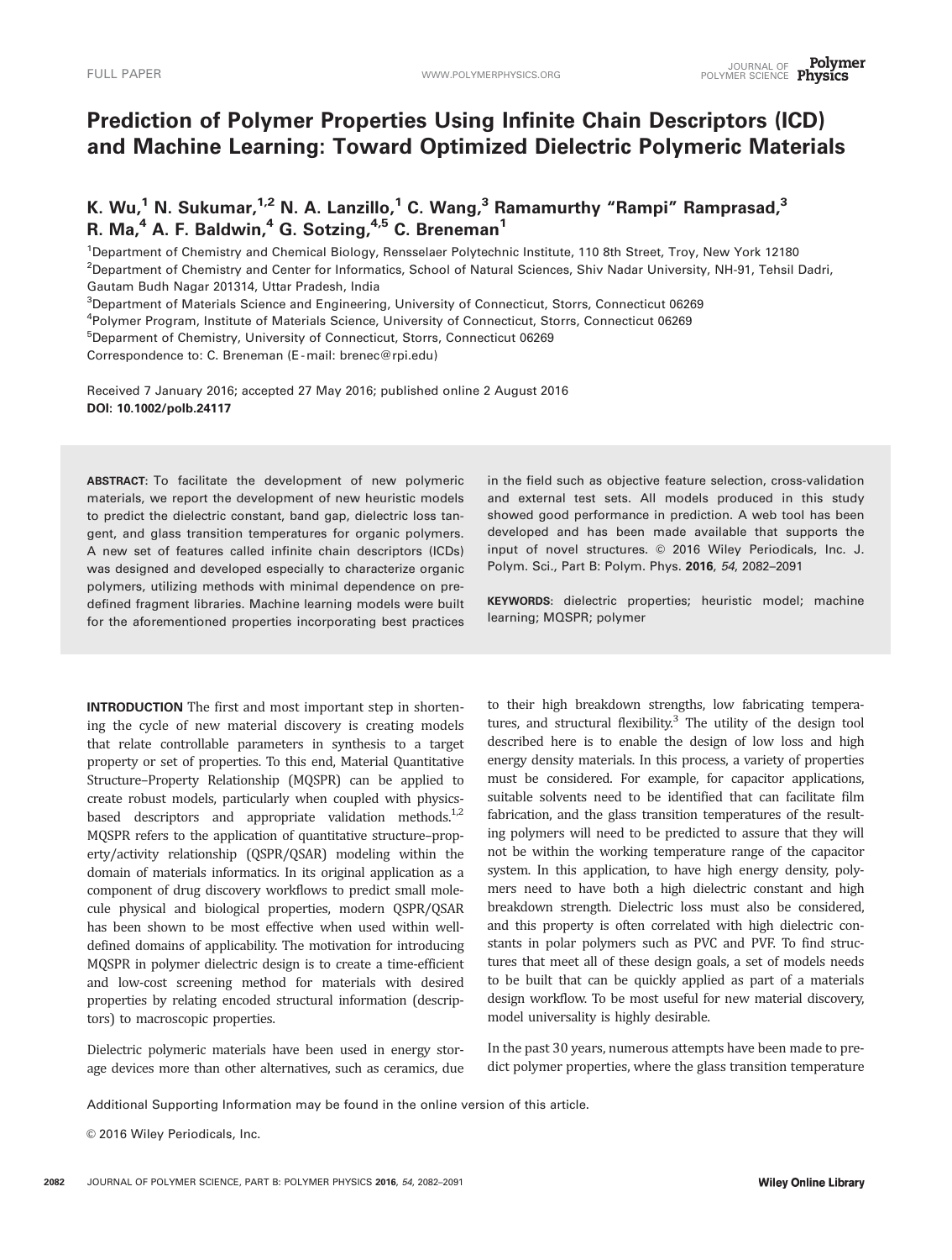# Prediction of Polymer Properties Using Infinite Chain Descriptors (ICD) and Machine Learning: Toward Optimized Dielectric Polymeric Materials

K. Wu,[1] N. Sukumar,[1,2] N. A. Lanzillo,[1] C. Wang,[3] Ramamurthy "Rampi" Ramprasad,[3] R. Ma,[4] A. F. Baldwin,[4] G. Sotzing,[4,5] C. Breneman[1]

[1]Department of Chemistry and Chemical Biology, Rensselaer Polytechnic Institute, 110 8th Street, Troy, New York 12180

[2]Department of Chemistry and Center for Informatics, School of Natural Sciences, Shiv Nadar University, NH-91, Tehsil Dadri, Gautam Budh Nagar 201314, Uttar Pradesh, India

[3]Department of Materials Science and Engineering, University of Connecticut, Storrs, Connecticut 06269

[4]Polymer Program, Institute of Materials Science, University of Connecticut, Storrs, Connecticut 06269

[5]Deparment of Chemistry, University of Connecticut, Storrs, Connecticut 06269

Correspondence to: C. Breneman (E-mail: brenec@rpi.edu)

Received 7 January 2016; accepted 27 May 2016; published online 2 August 2016

**DOI: 10.1002/polb.24117**

**ABSTRACT:** To facilitate the development of new polymeric materials, we report the development of new heuristic models to predict the dielectric constant, band gap, dielectric loss tangent, and glass transition temperatures for organic polymers. A new set of features called infinite chain descriptors (ICDs) was designed and developed especially to characterize organic polymers, utilizing methods with minimal dependence on predefined fragment libraries. Machine learning models were built for the aforementioned properties incorporating best practices in the field such as objective feature selection, cross-validation and external test sets. All models produced in this study showed good performance in prediction. A web tool has been developed and has been made available that supports the input of novel structures. © 2016 Wiley Periodicals, Inc. J. Polym. Sci., Part B: Polym. Phys. **2016**, *54*, 2082–2091

**KEYWORDS**: dielectric properties; heuristic model; machine learning; MQSPR; polymer

**INTRODUCTION** The first and most important step in shortening the cycle of new material discovery is creating models that relate controllable parameters in synthesis to a target property or set of properties. To this end, Material Quantitative Structure–Property Relationship (MQSPR) can be applied to create robust models, particularly when coupled with physics-based descriptors and appropriate validation methods.[1,2] MQSPR refers to the application of quantitative structure–property/activity relationship (QSPR/QSAR) modeling within the domain of materials informatics. In its original application as a component of drug discovery workflows to predict small molecule physical and biological properties, modern QSPR/QSAR has been shown to be most effective when used within well-defined domains of applicability. The motivation for introducing MQSPR in polymer dielectric design is to create a time-efficient and low-cost screening method for materials with desired properties by relating encoded structural information (descriptors) to macroscopic properties.

Dielectric polymeric materials have been used in energy storage devices more than other alternatives, such as ceramics, due to their high breakdown strengths, low fabricating temperatures, and structural flexibility.[3] The utility of the design tool described here is to enable the design of low loss and high energy density materials. In this process, a variety of properties must be considered. For example, for capacitor applications, suitable solvents need to be identified that can facilitate film fabrication, and the glass transition temperatures of the resulting polymers will need to be predicted to assure that they will not be within the working temperature range of the capacitor system. In this application, to have high energy density, polymers need to have both a high dielectric constant and high breakdown strength. Dielectric loss must also be considered, and this property is often correlated with high dielectric constants in polar polymers such as PVC and PVF. To find structures that meet all of these design goals, a set of models needs to be built that can be quickly applied as part of a materials design workflow. To be most useful for new material discovery, model universality is highly desirable.

In the past 30 years, numerous attempts have been made to predict polymer properties, where the glass transition temperature

Additional Supporting Information may be found in the online version of this article.

© 2016 Wiley Periodicals, Inc.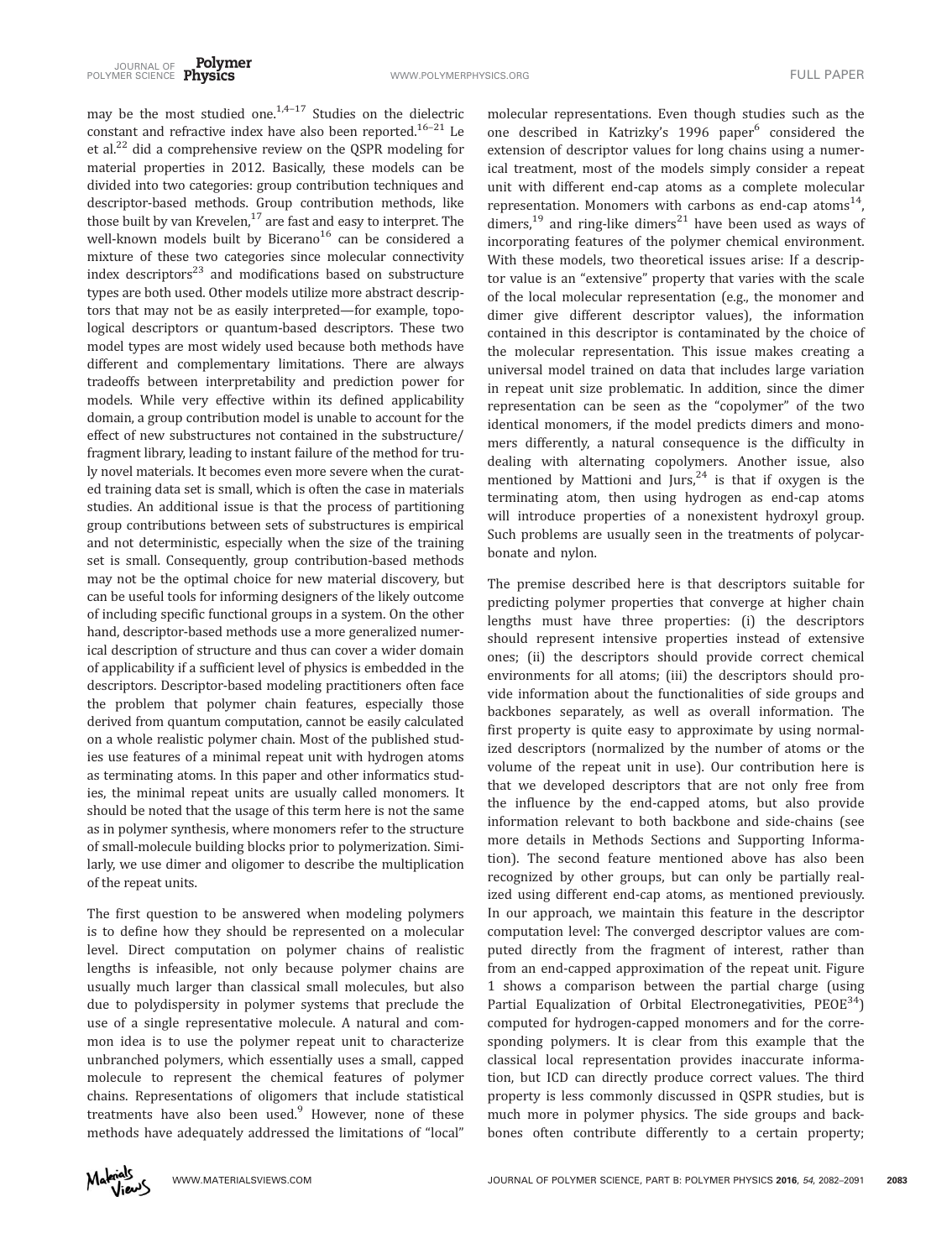may be the most studied one.[1,4–17] Studies on the dielectric constant and refractive index have also been reported.[16–21] Le et al.[22] did a comprehensive review on the QSPR modeling for material properties in 2012. Basically, these models can be divided into two categories: group contribution techniques and descriptor-based methods. Group contribution methods, like those built by van Krevelen,[17] are fast and easy to interpret. The well-known models built by Bicerano[16] can be considered a mixture of these two categories since molecular connectivity index descriptors[23] and modifications based on substructure types are both used. Other models utilize more abstract descriptors that may not be as easily interpreted—for example, topological descriptors or quantum-based descriptors. These two model types are most widely used because both methods have different and complementary limitations. There are always tradeoffs between interpretability and prediction power for models. While very effective within its defined applicability domain, a group contribution model is unable to account for the effect of new substructures not contained in the substructure/fragment library, leading to instant failure of the method for truly novel materials. It becomes even more severe when the curated training data set is small, which is often the case in materials studies. An additional issue is that the process of partitioning group contributions between sets of substructures is empirical and not deterministic, especially when the size of the training set is small. Consequently, group contribution-based methods may not be the optimal choice for new material discovery, but can be useful tools for informing designers of the likely outcome of including specific functional groups in a system. On the other hand, descriptor-based methods use a more generalized numerical description of structure and thus can cover a wider domain of applicability if a sufficient level of physics is embedded in the descriptors. Descriptor-based modeling practitioners often face the problem that polymer chain features, especially those derived from quantum computation, cannot be easily calculated on a whole realistic polymer chain. Most of the published studies use features of a minimal repeat unit with hydrogen atoms as terminating atoms. In this paper and other informatics studies, the minimal repeat units are usually called monomers. It should be noted that the usage of this term here is not the same as in polymer synthesis, where monomers refer to the structure of small-molecule building blocks prior to polymerization. Similarly, we use dimer and oligomer to describe the multiplication of the repeat units.

The first question to be answered when modeling polymers is to define how they should be represented on a molecular level. Direct computation on polymer chains of realistic lengths is infeasible, not only because polymer chains are usually much larger than classical small molecules, but also due to polydispersity in polymer systems that preclude the use of a single representative molecule. A natural and common idea is to use the polymer repeat unit to characterize unbranched polymers, which essentially uses a small, capped molecule to represent the chemical features of polymer chains. Representations of oligomers that include statistical treatments have also been used.[9] However, none of these methods have adequately addressed the limitations of "local" molecular representations. Even though studies such as the one described in Katrizky's 1996 paper[6] considered the extension of descriptor values for long chains using a numerical treatment, most of the models simply consider a repeat unit with different end-cap atoms as a complete molecular representation. Monomers with carbons as end-cap atoms[14], dimers,[19] and ring-like dimers[21] have been used as ways of incorporating features of the polymer chemical environment. With these models, two theoretical issues arise: If a descriptor value is an "extensive" property that varies with the scale of the local molecular representation (e.g., the monomer and dimer give different descriptor values), the information contained in this descriptor is contaminated by the choice of the molecular representation. This issue makes creating a universal model trained on data that includes large variation in repeat unit size problematic. In addition, since the dimer representation can be seen as the "copolymer" of the two identical monomers, if the model predicts dimers and monomers differently, a natural consequence is the difficulty in dealing with alternating copolymers. Another issue, also mentioned by Mattioni and Jurs,[24] is that if oxygen is the terminating atom, then using hydrogen as end-cap atoms will introduce properties of a nonexistent hydroxyl group. Such problems are usually seen in the treatments of polycarbonate and nylon.

The premise described here is that descriptors suitable for predicting polymer properties that converge at higher chain lengths must have three properties: (i) the descriptors should represent intensive properties instead of extensive ones; (ii) the descriptors should provide correct chemical environments for all atoms; (iii) the descriptors should provide information about the functionalities of side groups and backbones separately, as well as overall information. The first property is quite easy to approximate by using normalized descriptors (normalized by the number of atoms or the volume of the repeat unit in use). Our contribution here is that we developed descriptors that are not only free from the influence by the end-capped atoms, but also provide information relevant to both backbone and side-chains (see more details in Methods Sections and Supporting Information). The second feature mentioned above has also been recognized by other groups, but can only be partially realized using different end-cap atoms, as mentioned previously. In our approach, we maintain this feature in the descriptor computation level: The converged descriptor values are computed directly from the fragment of interest, rather than from an end-capped approximation of the repeat unit. Figure 1 shows a comparison between the partial charge (using Partial Equalization of Orbital Electronegativities, PEOE[34]) computed for hydrogen-capped monomers and for the corresponding polymers. It is clear from this example that the classical local representation provides inaccurate information, but ICD can directly produce correct values. The third property is less commonly discussed in QSPR studies, but is much more in polymer physics. The side groups and backbones often contribute differently to a certain property;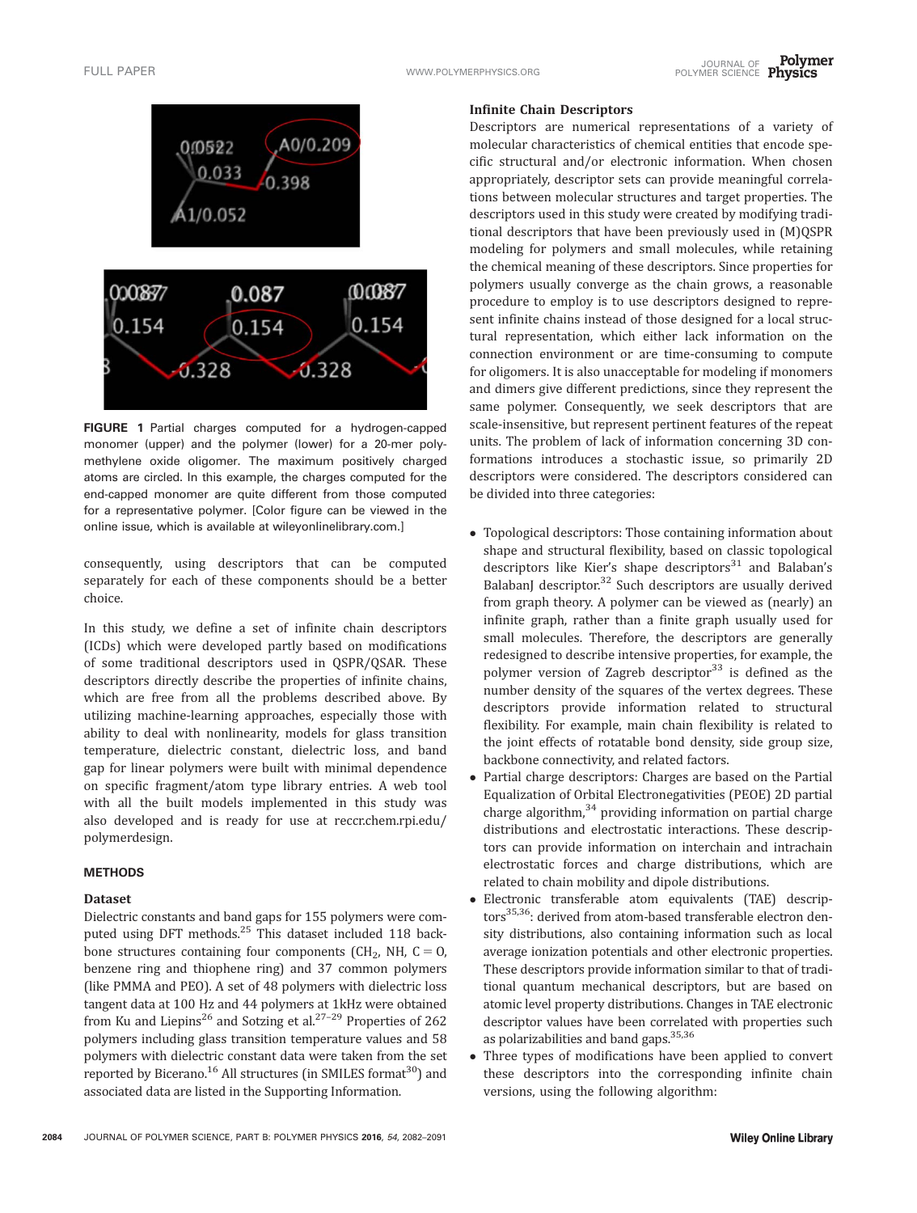0.0522

A0/0.209

0.033

0.398

A1/0.052

0.0087 0.087 0.087

0.154 0.154 0.154

-0.328 -0.328

**FIGURE 1** Partial charges computed for a hydrogen-capped monomer (upper) and the polymer (lower) for a 20-mer polymethylene oxide oligomer. The maximum positively charged atoms are circled. In this example, the charges computed for the end-capped monomer are quite different from those computed for a representative polymer. [Color figure can be viewed in the online issue, which is available at wileyonlinelibrary.com.]

consequently, using descriptors that can be computed separately for each of these components should be a better choice.

In this study, we define a set of infinite chain descriptors (ICDs) which were developed partly based on modifications of some traditional descriptors used in QSPR/QSAR. These descriptors directly describe the properties of infinite chains, which are free from all the problems described above. By utilizing machine-learning approaches, especially those with ability to deal with nonlinearity, models for glass transition temperature, dielectric constant, dielectric loss, and band gap for linear polymers were built with minimal dependence on specific fragment/atom type library entries. A web tool with all the built models implemented in this study was also developed and is ready for use at reccr.chem.rpi.edu/polymerdesign.

## METHODS

### Dataset

Dielectric constants and band gaps for 155 polymers were computed using DFT methods.[25] This dataset included 118 backbone structures containing four components ($CH_2$, NH, C = O, benzene ring and thiophene ring) and 37 common polymers (like PMMA and PEO). A set of 48 polymers with dielectric loss tangent data at 100 Hz and 44 polymers at 1kHz were obtained from Ku and Liepins[26] and Sotzing et al.[27–29] Properties of 262 polymers including glass transition temperature values and 58 polymers with dielectric constant data were taken from the set reported by Bicerano.[16] All structures (in SMILES format[30]) and associated data are listed in the Supporting Information.

### Infinite Chain Descriptors

Descriptors are numerical representations of a variety of molecular characteristics of chemical entities that encode specific structural and/or electronic information. When chosen appropriately, descriptor sets can provide meaningful correlations between molecular structures and target properties. The descriptors used in this study were created by modifying traditional descriptors that have been previously used in (M)QSPR modeling for polymers and small molecules, while retaining the chemical meaning of these descriptors. Since properties for polymers usually converge as the chain grows, a reasonable procedure to employ is to use descriptors designed to represent infinite chains instead of those designed for a local structural representation, which either lack information on the connection environment or are time-consuming to compute for oligomers. It is also unacceptable for modeling if monomers and dimers give different predictions, since they represent the same polymer. Consequently, we seek descriptors that are scale-insensitive, but represent pertinent features of the repeat units. The problem of lack of information concerning 3D conformations introduces a stochastic issue, so primarily 2D descriptors were considered. The descriptors considered can be divided into three categories:

- Topological descriptors: Those containing information about shape and structural flexibility, based on classic topological descriptors like Kier's shape descriptors[31] and Balaban's BalabanJ descriptor.[32] Such descriptors are usually derived from graph theory. A polymer can be viewed as (nearly) an infinite graph, rather than a finite graph usually used for small molecules. Therefore, the descriptors are generally redesigned to describe intensive properties, for example, the polymer version of Zagreb descriptor[33] is defined as the number density of the squares of the vertex degrees. These descriptors provide information related to structural flexibility. For example, main chain flexibility is related to the joint effects of rotatable bond density, side group size, backbone connectivity, and related factors.
- Partial charge descriptors: Charges are based on the Partial Equalization of Orbital Electronegativities (PEOE) 2D partial charge algorithm,[34] providing information on partial charge distributions and electrostatic interactions. These descriptors can provide information on interchain and intrachain electrostatic forces and charge distributions, which are related to chain mobility and dipole distributions.
- Electronic transferable atom equivalents (TAE) descriptors[35,36]: derived from atom-based transferable electron density distributions, also containing information such as local average ionization potentials and other electronic properties. These descriptors provide information similar to that of traditional quantum mechanical descriptors, but are based on atomic level property distributions. Changes in TAE electronic descriptor values have been correlated with properties such as polarizabilities and band gaps.[35,36]
- Three types of modifications have been applied to convert these descriptors into the corresponding infinite chain versions, using the following algorithm: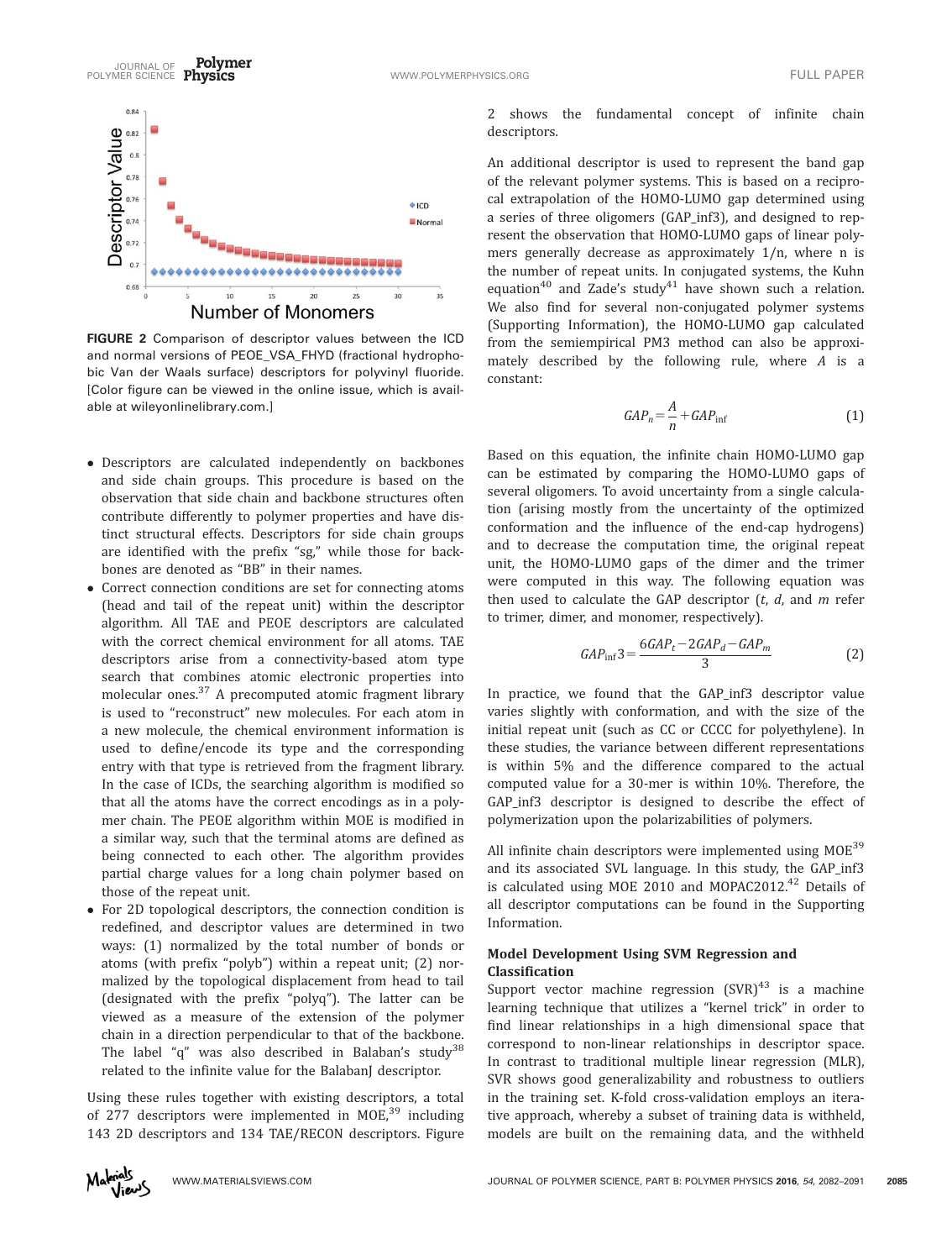FIGURE 2 Comparison of descriptor values between the ICD and normal versions of PEOE_VSA_FHYD (fractional hydrophobic Van der Waals surface) descriptors for polyvinyl fluoride. [Color figure can be viewed in the online issue, which is available at wileyonlinelibrary.com.]

- Descriptors are calculated independently on backbones and side chain groups. This procedure is based on the observation that side chain and backbone structures often contribute differently to polymer properties and have distinct structural effects. Descriptors for side chain groups are identified with the prefix "sg," while those for backbones are denoted as "BB" in their names.
- Correct connection conditions are set for connecting atoms (head and tail of the repeat unit) within the descriptor algorithm. All TAE and PEOE descriptors are calculated with the correct chemical environment for all atoms. TAE descriptors arise from a connectivity-based atom type search that combines atomic electronic properties into molecular ones.[37] A precomputed atomic fragment library is used to "reconstruct" new molecules. For each atom in a new molecule, the chemical environment information is used to define/encode its type and the corresponding entry with that type is retrieved from the fragment library. In the case of ICDs, the searching algorithm is modified so that all the atoms have the correct encodings as in a polymer chain. The PEOE algorithm within MOE is modified in a similar way, such that the terminal atoms are defined as being connected to each other. The algorithm provides partial charge values for a long chain polymer based on those of the repeat unit.
- For 2D topological descriptors, the connection condition is redefined, and descriptor values are determined in two ways: (1) normalized by the total number of bonds or atoms (with prefix "polyb") within a repeat unit; (2) normalized by the topological displacement from head to tail (designated with the prefix "polyq"). The latter can be viewed as a measure of the extension of the polymer chain in a direction perpendicular to that of the backbone. The label "q" was also described in Balaban's study[38] related to the infinite value for the BalabanJ descriptor.

Using these rules together with existing descriptors, a total of 277 descriptors were implemented in MOE,[39] including 143 2D descriptors and 134 TAE/RECON descriptors. Figure 2 shows the fundamental concept of infinite chain descriptors.

An additional descriptor is used to represent the band gap of the relevant polymer systems. This is based on a reciprocal extrapolation of the HOMO-LUMO gap determined using a series of three oligomers (GAP_inf3), and designed to represent the observation that HOMO-LUMO gaps of linear polymers generally decrease as approximately $1/n$, where n is the number of repeat units. In conjugated systems, the Kuhn equation[40] and Zade's study[41] have shown such a relation. We also find for several non-conjugated polymer systems (Supporting Information), the HOMO-LUMO gap calculated from the semiempirical PM3 method can also be approximately described by the following rule, where $A$ is a constant:

$$GAP_n = \frac{A}{n} + GAP_{\text{inf}} \tag{1}$$

Based on this equation, the infinite chain HOMO-LUMO gap can be estimated by comparing the HOMO-LUMO gaps of several oligomers. To avoid uncertainty from a single calculation (arising mostly from the uncertainty of the optimized conformation and the influence of the end-cap hydrogens) and to decrease the computation time, the original repeat unit, the HOMO-LUMO gaps of the dimer and the trimer were computed in this way. The following equation was then used to calculate the GAP descriptor ($t$, $d$, and $m$ refer to trimer, dimer, and monomer, respectively).

$$GAP_{\text{inf}}3 = \frac{6GAP_t - 2GAP_d - GAP_m}{3} \tag{2}$$

In practice, we found that the GAP_inf3 descriptor value varies slightly with conformation, and with the size of the initial repeat unit (such as CC or CCCC for polyethylene). In these studies, the variance between different representations is within 5% and the difference compared to the actual computed value for a 30-mer is within 10%. Therefore, the GAP_inf3 descriptor is designed to describe the effect of polymerization upon the polarizabilities of polymers.

All infinite chain descriptors were implemented using MOE[39] and its associated SVL language. In this study, the GAP_inf3 is calculated using MOE 2010 and MOPAC2012.[42] Details of all descriptor computations can be found in the Supporting Information.

### Model Development Using SVM Regression and Classification

Support vector machine regression (SVR)[43] is a machine learning technique that utilizes a "kernel trick" in order to find linear relationships in a high dimensional space that correspond to non-linear relationships in descriptor space. In contrast to traditional multiple linear regression (MLR), SVR shows good generalizability and robustness to outliers in the training set. K-fold cross-validation employs an iterative approach, whereby a subset of training data is withheld, models are built on the remaining data, and the withheld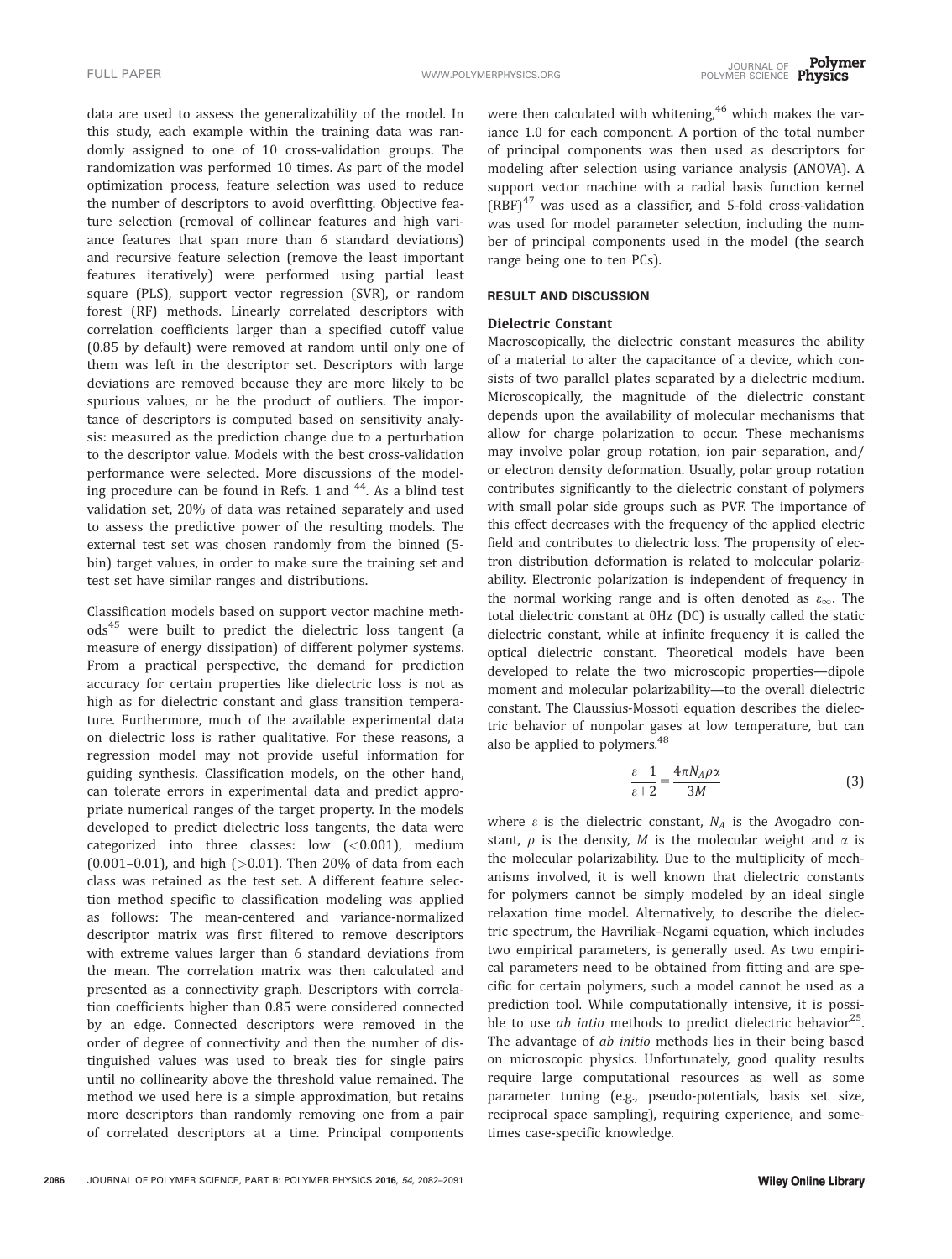data are used to assess the generalizability of the model. In this study, each example within the training data was randomly assigned to one of 10 cross-validation groups. The randomization was performed 10 times. As part of the model optimization process, feature selection was used to reduce the number of descriptors to avoid overfitting. Objective feature selection (removal of collinear features and high variance features that span more than 6 standard deviations) and recursive feature selection (remove the least important features iteratively) were performed using partial least square (PLS), support vector regression (SVR), or random forest (RF) methods. Linearly correlated descriptors with correlation coefficients larger than a specified cutoff value (0.85 by default) were removed at random until only one of them was left in the descriptor set. Descriptors with large deviations are removed because they are more likely to be spurious values, or be the product of outliers. The importance of descriptors is computed based on sensitivity analysis: measured as the prediction change due to a perturbation to the descriptor value. Models with the best cross-validation performance were selected. More discussions of the modeling procedure can be found in Refs. 1 and [44]. As a blind test validation set, 20% of data was retained separately and used to assess the predictive power of the resulting models. The external test set was chosen randomly from the binned (5-bin) target values, in order to make sure the training set and test set have similar ranges and distributions.

Classification models based on support vector machine methods[45] were built to predict the dielectric loss tangent (a measure of energy dissipation) of different polymer systems. From a practical perspective, the demand for prediction accuracy for certain properties like dielectric loss is not as high as for dielectric constant and glass transition temperature. Furthermore, much of the available experimental data on dielectric loss is rather qualitative. For these reasons, a regression model may not provide useful information for guiding synthesis. Classification models, on the other hand, can tolerate errors in experimental data and predict appropriate numerical ranges of the target property. In the models developed to predict dielectric loss tangents, the data were categorized into three classes: low (<0.001), medium (0.001–0.01), and high (>0.01). Then 20% of data from each class was retained as the test set. A different feature selection method specific to classification modeling was applied as follows: The mean-centered and variance-normalized descriptor matrix was first filtered to remove descriptors with extreme values larger than 6 standard deviations from the mean. The correlation matrix was then calculated and presented as a connectivity graph. Descriptors with correlation coefficients higher than 0.85 were considered connected by an edge. Connected descriptors were removed in the order of degree of connectivity and then the number of distinguished values was used to break ties for single pairs until no collinearity above the threshold value remained. The method we used here is a simple approximation, but retains more descriptors than randomly removing one from a pair of correlated descriptors at a time. Principal components were then calculated with whitening,[46] which makes the variance 1.0 for each component. A portion of the total number of principal components was then used as descriptors for modeling after selection using variance analysis (ANOVA). A support vector machine with a radial basis function kernel (RBF)[47] was used as a classifier, and 5-fold cross-validation was used for model parameter selection, including the number of principal components used in the model (the search range being one to ten PCs).

## RESULT AND DISCUSSION

### Dielectric Constant

Macroscopically, the dielectric constant measures the ability of a material to alter the capacitance of a device, which consists of two parallel plates separated by a dielectric medium. Microscopically, the magnitude of the dielectric constant depends upon the availability of molecular mechanisms that allow for charge polarization to occur. These mechanisms may involve polar group rotation, ion pair separation, and/or electron density deformation. Usually, polar group rotation contributes significantly to the dielectric constant of polymers with small polar side groups such as PVF. The importance of this effect decreases with the frequency of the applied electric field and contributes to dielectric loss. The propensity of electron distribution deformation is related to molecular polarizability. Electronic polarization is independent of frequency in the normal working range and is often denoted as $\varepsilon_\infty$. The total dielectric constant at 0Hz (DC) is usually called the static dielectric constant, while at infinite frequency it is called the optical dielectric constant. Theoretical models have been developed to relate the two microscopic properties—dipole moment and molecular polarizability—to the overall dielectric constant. The Claussius-Mossoti equation describes the dielectric behavior of nonpolar gases at low temperature, but can also be applied to polymers.[48]

$$\frac{\varepsilon-1}{\varepsilon+2}=\frac{4\pi N_A \rho \alpha}{3M} \tag{3}$$

where $\varepsilon$ is the dielectric constant, $N_A$ is the Avogadro constant, $\rho$ is the density, $M$ is the molecular weight and $\alpha$ is the molecular polarizability. Due to the multiplicity of mechanisms involved, it is well known that dielectric constants for polymers cannot be simply modeled by an ideal single relaxation time model. Alternatively, to describe the dielectric spectrum, the Havriliak–Negami equation, which includes two empirical parameters, is generally used. As two empirical parameters need to be obtained from fitting and are specific for certain polymers, such a model cannot be used as a prediction tool. While computationally intensive, it is possible to use *ab intio* methods to predict dielectric behavior[25]. The advantage of *ab initio* methods lies in their being based on microscopic physics. Unfortunately, good quality results require large computational resources as well as some parameter tuning (e.g., pseudo-potentials, basis set size, reciprocal space sampling), requiring experience, and sometimes case-specific knowledge.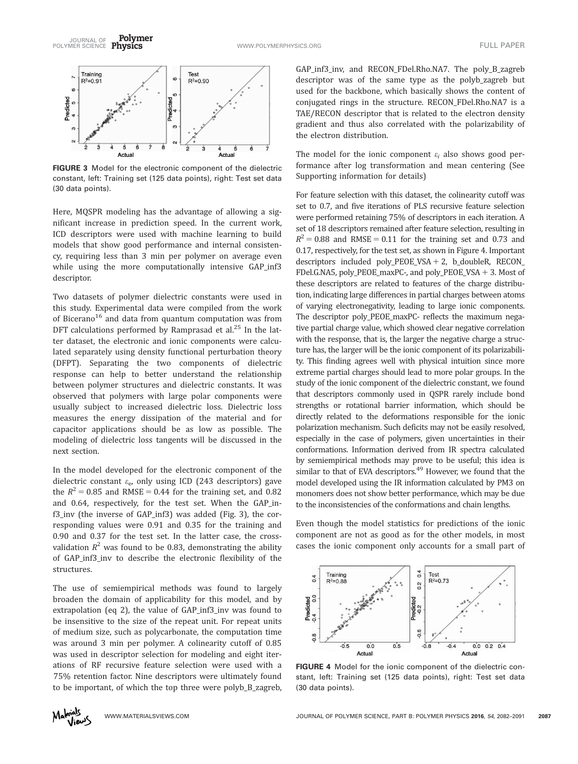FIGURE 3 Model for the electronic component of the dielectric constant, left: Training set (125 data points), right: Test set data (30 data points).

Here, MQSPR modeling has the advantage of allowing a significant increase in prediction speed. In the current work, ICD descriptors were used with machine learning to build models that show good performance and internal consistency, requiring less than 3 min per polymer on average even while using the more computationally intensive GAP_inf3 descriptor.

Two datasets of polymer dielectric constants were used in this study. Experimental data were compiled from the work of Bicerano[16] and data from quantum computation was from DFT calculations performed by Ramprasad et al.[25] In the latter dataset, the electronic and ionic components were calculated separately using density functional perturbation theory (DFPT). Separating the two components of dielectric response can help to better understand the relationship between polymer structures and dielectric constants. It was observed that polymers with large polar components were usually subject to increased dielectric loss. Dielectric loss measures the energy dissipation of the material and for capacitor applications should be as low as possible. The modeling of dielectric loss tangents will be discussed in the next section.

In the model developed for the electronic component of the dielectric constant $\varepsilon_e$, only using ICD (243 descriptors) gave the $R^2 = 0.85$ and RMSE = 0.44 for the training set, and 0.82 and 0.64, respectively, for the test set. When the GAP_inf3_inv (the inverse of GAP_inf3) was added (Fig. 3), the corresponding values were 0.91 and 0.35 for the training and 0.90 and 0.37 for the test set. In the latter case, the cross-validation $R^2$ was found to be 0.83, demonstrating the ability of GAP_inf3_inv to describe the electronic flexibility of the structures.

The use of semiempirical methods was found to largely broaden the domain of applicability for this model, and by extrapolation (eq 2), the value of GAP_inf3_inv was found to be insensitive to the size of the repeat unit. For repeat units of medium size, such as polycarbonate, the computation time was around 3 min per polymer. A colinearity cutoff of 0.85 was used in descriptor selection for modeling and eight iterations of RF recursive feature selection were used with a 75% retention factor. Nine descriptors were ultimately found to be important, of which the top three were polyb_B_zagreb, GAP_inf3_inv, and RECON_FDel.Rho.NA7. The poly_B_zagreb descriptor was of the same type as the polyb_zagreb but used for the backbone, which basically shows the content of conjugated rings in the structure. RECON_FDel.Rho.NA7 is a TAE/RECON descriptor that is related to the electron density gradient and thus also correlated with the polarizability of the electron distribution.

The model for the ionic component $\varepsilon_i$ also shows good performance after log transformation and mean centering (See Supporting information for details)

For feature selection with this dataset, the colinearity cutoff was set to 0.7, and five iterations of PLS recursive feature selection were performed retaining 75% of descriptors in each iteration. A set of 18 descriptors remained after feature selection, resulting in $R^2 = 0.88$ and RMSE = 0.11 for the training set and 0.73 and 0.17, respectively, for the test set, as shown in Figure 4. Important descriptors included poly_PEOE_VSA + 2, b_doubleR, RECON_FDel.G.NA5, poly_PEOE_maxPC-, and poly_PEOE_VSA + 3. Most of these descriptors are related to features of the charge distribution, indicating large differences in partial charges between atoms of varying electronegativity, leading to large ionic components. The descriptor poly_PEOE_maxPC- reflects the maximum negative partial charge value, which showed clear negative correlation with the response, that is, the larger the negative charge a structure has, the larger will be the ionic component of its polarizability. This finding agrees well with physical intuition since more extreme partial charges should lead to more polar groups. In the study of the ionic component of the dielectric constant, we found that descriptors commonly used in QSPR rarely include bond strengths or rotational barrier information, which should be directly related to the deformations responsible for the ionic polarization mechanism. Such deficits may not be easily resolved, especially in the case of polymers, given uncertainties in their conformations. Information derived from IR spectra calculated by semiempirical methods may prove to be useful; this idea is similar to that of EVA descriptors.[49] However, we found that the model developed using the IR information calculated by PM3 on monomers does not show better performance, which may be due to the inconsistencies of the conformations and chain lengths.

Even though the model statistics for predictions of the ionic component are not as good as for the other models, in most cases the ionic component only accounts for a small part of

FIGURE 4 Model for the ionic component of the dielectric constant, left: Training set (125 data points), right: Test set data (30 data points).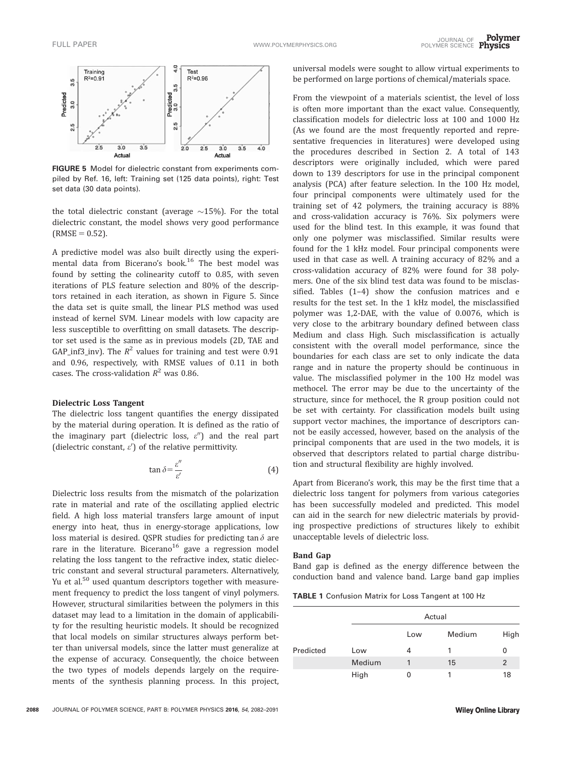FIGURE 5 Model for dielectric constant from experiments compiled by Ref. 16, left: Training set (125 data points), right: Test set data (30 data points).

the total dielectric constant (average ~15%). For the total dielectric constant, the model shows very good performance (RMSE = 0.52).

A predictive model was also built directly using the experimental data from Bicerano's book.[16] The best model was found by setting the colinearity cutoff to 0.85, with seven iterations of PLS feature selection and 80% of the descriptors retained in each iteration, as shown in Figure 5. Since the data set is quite small, the linear PLS method was used instead of kernel SVM. Linear models with low capacity are less susceptible to overfitting on small datasets. The descriptor set used is the same as in previous models (2D, TAE and GAP_inf3_inv). The $R^2$ values for training and test were 0.91 and 0.96, respectively, with RMSE values of 0.11 in both cases. The cross-validation $R^2$ was 0.86.

### Dielectric Loss Tangent

The dielectric loss tangent quantifies the energy dissipated by the material during operation. It is defined as the ratio of the imaginary part (dielectric loss, $\varepsilon''$) and the real part (dielectric constant, $\varepsilon'$) of the relative permittivity.

$$\tan\delta = \frac{\varepsilon''}{\varepsilon'} \tag{4}$$

Dielectric loss results from the mismatch of the polarization rate in material and rate of the oscillating applied electric field. A high loss material transfers large amount of input energy into heat, thus in energy-storage applications, low loss material is desired. QSPR studies for predicting $\tan\delta$ are rare in the literature. Bicerano[16] gave a regression model relating the loss tangent to the refractive index, static dielectric constant and several structural parameters. Alternatively, Yu et al.[50] used quantum descriptors together with measurement frequency to predict the loss tangent of vinyl polymers. However, structural similarities between the polymers in this dataset may lead to a limitation in the domain of applicability for the resulting heuristic models. It should be recognized that local models on similar structures always perform better than universal models, since the latter must generalize at the expense of accuracy. Consequently, the choice between the two types of models depends largely on the requirements of the synthesis planning process. In this project, universal models were sought to allow virtual experiments to be performed on large portions of chemical/materials space.

From the viewpoint of a materials scientist, the level of loss is often more important than the exact value. Consequently, classification models for dielectric loss at 100 and 1000 Hz (As we found are the most frequently reported and representative frequencies in literatures) were developed using the procedures described in Section 2. A total of 143 descriptors were originally included, which were pared down to 139 descriptors for use in the principal component analysis (PCA) after feature selection. In the 100 Hz model, four principal components were ultimately used for the training set of 42 polymers, the training accuracy is 88% and cross-validation accuracy is 76%. Six polymers were used for the blind test. In this example, it was found that only one polymer was misclassified. Similar results were found for the 1 kHz model. Four principal components were used in that case as well. A training accuracy of 82% and a cross-validation accuracy of 82% were found for 38 polymers. One of the six blind test data was found to be misclassified. Tables (1–4) show the confusion matrices and e results for the test set. In the 1 kHz model, the misclassified polymer was 1,2-DAE, with the value of 0.0076, which is very close to the arbitrary boundary defined between class Medium and class High. Such misclassification is actually consistent with the overall model performance, since the boundaries for each class are set to only indicate the data range and in nature the property should be continuous in value. The misclassified polymer in the 100 Hz model was methocel. The error may be due to the uncertainty of the structure, since for methocel, the R group position could not be set with certainty. For classification models built using support vector machines, the importance of descriptors cannot be easily accessed, however, based on the analysis of the principal components that are used in the two models, it is observed that descriptors related to partial charge distribution and structural flexibility are highly involved.

Apart from Bicerano's work, this may be the first time that a dielectric loss tangent for polymers from various categories has been successfully modeled and predicted. This model can aid in the search for new dielectric materials by providing prospective predictions of structures likely to exhibit unacceptable levels of dielectric loss.

### Band Gap

Band gap is defined as the energy difference between the conduction band and valence band. Large band gap implies

**TABLE 1** Confusion Matrix for Loss Tangent at 100 Hz

| | | Actual | | |
|---|---|---|---|---|
| | | Low | Medium | High |
| Predicted | Low | 4 | 1 | 0 |
| | Medium | 1 | 15 | 2 |
| | High | 0 | 1 | 18 |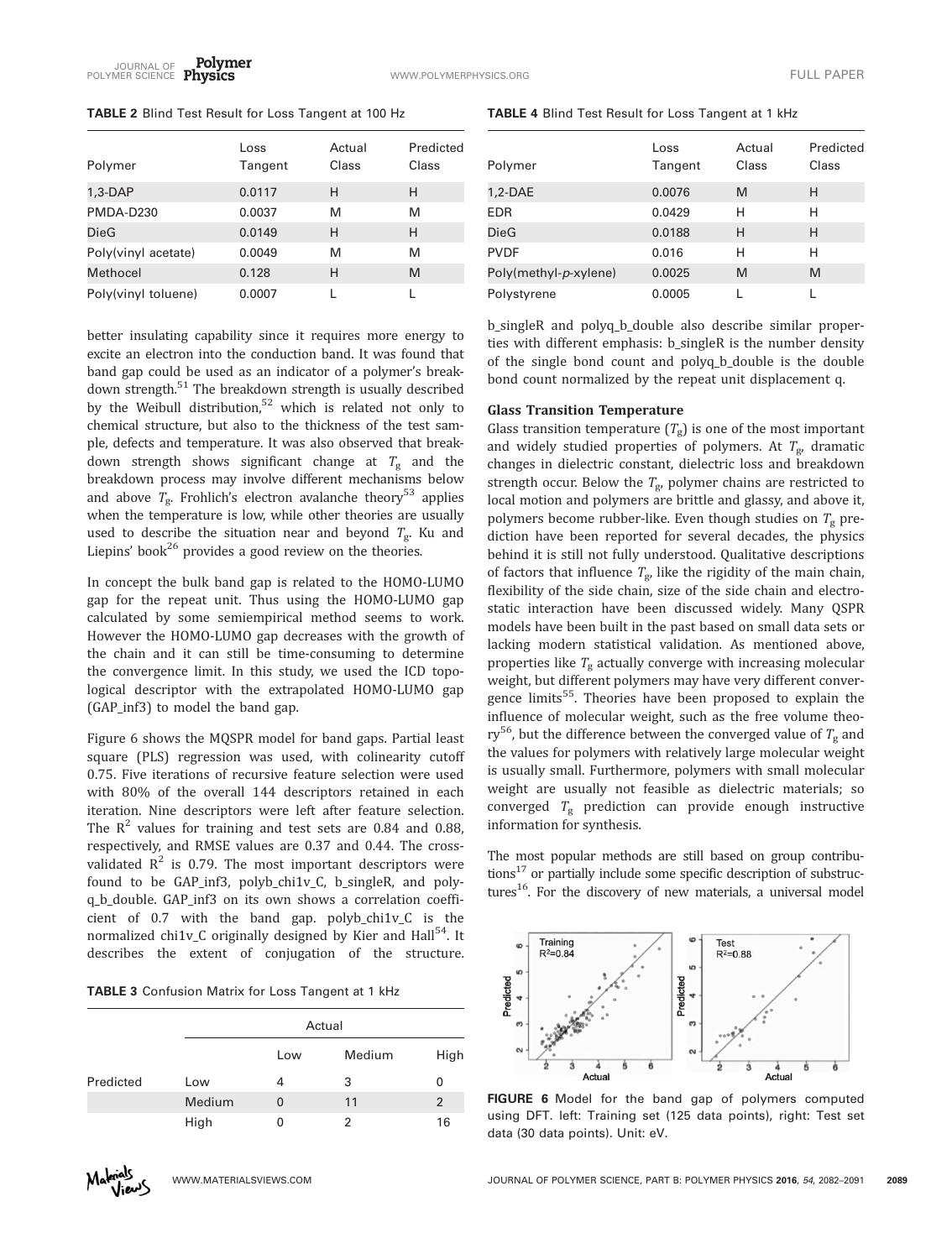**TABLE 2** Blind Test Result for Loss Tangent at 100 Hz

| Polymer | Loss Tangent | Actual Class | Predicted Class |
|---|---|---|---|
| 1,3-DAP | 0.0117 | H | H |
| PMDA-D230 | 0.0037 | M | M |
| DieG | 0.0149 | H | H |
| Poly(vinyl acetate) | 0.0049 | M | M |
| Methocel | 0.128 | H | M |
| Poly(vinyl toluene) | 0.0007 | L | L |

better insulating capability since it requires more energy to excite an electron into the conduction band. It was found that band gap could be used as an indicator of a polymer's breakdown strength.[51] The breakdown strength is usually described by the Weibull distribution,[52] which is related not only to chemical structure, but also to the thickness of the test sample, defects and temperature. It was also observed that breakdown strength shows significant change at $T_g$ and the breakdown process may involve different mechanisms below and above $T_g$. Frohlich's electron avalanche theory[53] applies when the temperature is low, while other theories are usually used to describe the situation near and beyond $T_g$. Ku and Liepins' book[26] provides a good review on the theories.

In concept the bulk band gap is related to the HOMO-LUMO gap for the repeat unit. Thus using the HOMO-LUMO gap calculated by some semiempirical method seems to work. However the HOMO-LUMO gap decreases with the growth of the chain and it can still be time-consuming to determine the convergence limit. In this study, we used the ICD topological descriptor with the extrapolated HOMO-LUMO gap (GAP_inf3) to model the band gap.

Figure 6 shows the MQSPR model for band gaps. Partial least square (PLS) regression was used, with colinearity cutoff 0.75. Five iterations of recursive feature selection were used with 80% of the overall 144 descriptors retained in each iteration. Nine descriptors were left after feature selection. The $R^2$ values for training and test sets are 0.84 and 0.88, respectively, and RMSE values are 0.37 and 0.44. The cross-validated $R^2$ is 0.79. The most important descriptors were found to be GAP_inf3, polyb_chi1v_C, b_singleR, and polyq_b_double. GAP_inf3 on its own shows a correlation coefficient of 0.7 with the band gap. polyb_chi1v_C is the normalized chi1v_C originally designed by Kier and Hall[54]. It describes the extent of conjugation of the structure.

**TABLE 3** Confusion Matrix for Loss Tangent at 1 kHz

| | | Actual | | |
|---|---|---|---|---|
| | | Low | Medium | High |
| Predicted | Low | 4 | 3 | 0 |
| | Medium | 0 | 11 | 2 |
| | High | 0 | 2 | 16 |

**TABLE 4** Blind Test Result for Loss Tangent at 1 kHz

| Polymer | Loss Tangent | Actual Class | Predicted Class |
|---|---|---|---|
| 1,2-DAE | 0.0076 | M | H |
| EDR | 0.0429 | H | H |
| DieG | 0.0188 | H | H |
| PVDF | 0.016 | H | H |
| Poly(methyl-*p*-xylene) | 0.0025 | M | M |
| Polystyrene | 0.0005 | L | L |

b_singleR and polyq_b_double also describe similar properties with different emphasis: b_singleR is the number density of the single bond count and polyq_b_double is the double bond count normalized by the repeat unit displacement q.

### Glass Transition Temperature

Glass transition temperature ($T_g$) is one of the most important and widely studied properties of polymers. At $T_g$, dramatic changes in dielectric constant, dielectric loss and breakdown strength occur. Below the $T_g$, polymer chains are restricted to local motion and polymers are brittle and glassy, and above it, polymers become rubber-like. Even though studies on $T_g$ prediction have been reported for several decades, the physics behind it is still not fully understood. Qualitative descriptions of factors that influence $T_g$, like the rigidity of the main chain, flexibility of the side chain, size of the side chain and electrostatic interaction have been discussed widely. Many QSPR models have been built in the past based on small data sets or lacking modern statistical validation. As mentioned above, properties like $T_g$ actually converge with increasing molecular weight, but different polymers may have very different convergence limits[55]. Theories have been proposed to explain the influence of molecular weight, such as the free volume theory[56], but the difference between the converged value of $T_g$ and the values for polymers with relatively large molecular weight is usually small. Furthermore, polymers with small molecular weight are usually not feasible as dielectric materials; so converged $T_g$ prediction can provide enough instructive information for synthesis.

The most popular methods are still based on group contributions[17] or partially include some specific description of substructures[16]. For the discovery of new materials, a universal model

**FIGURE 6** Model for the band gap of polymers computed using DFT. left: Training set (125 data points), right: Test set data (30 data points). Unit: eV.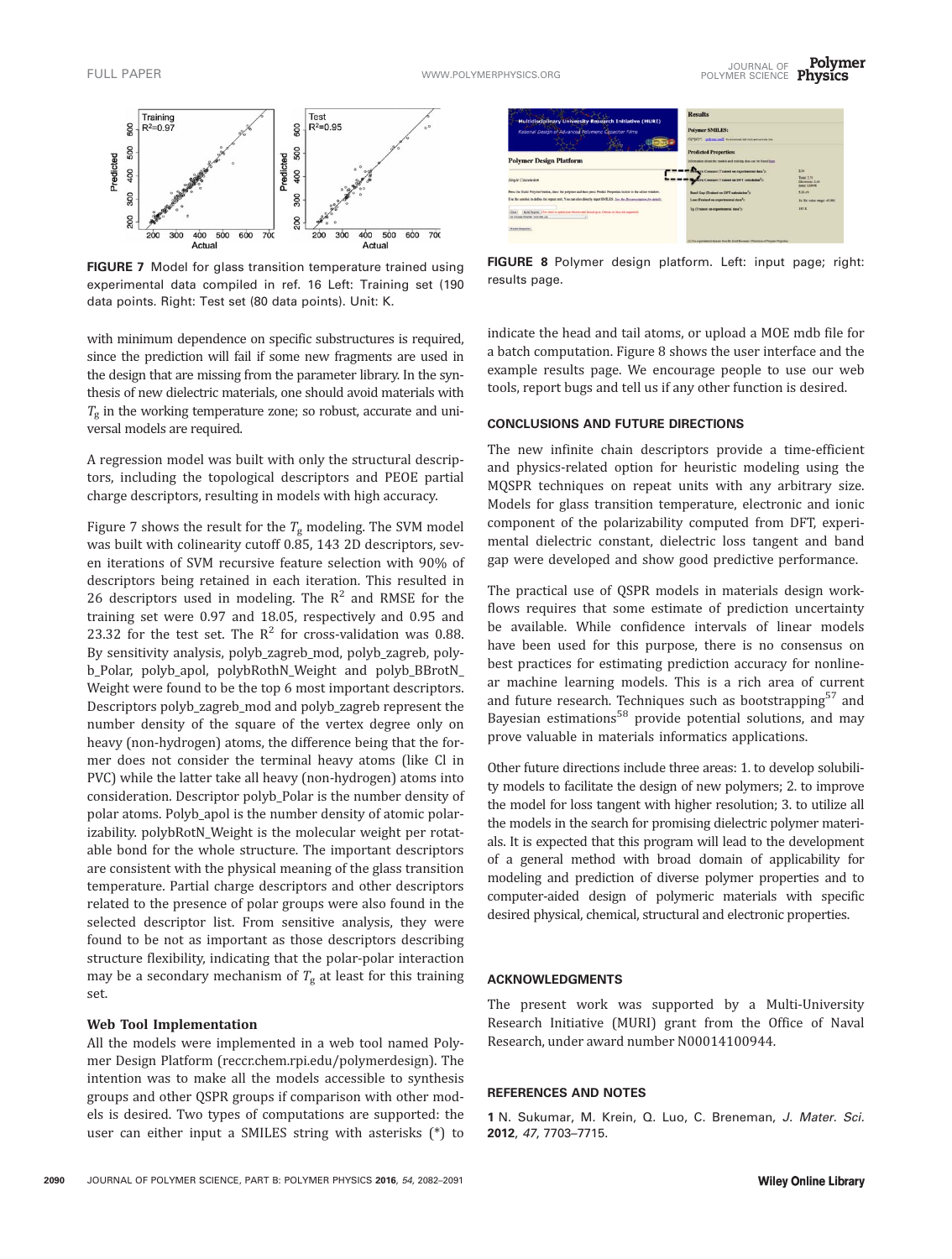FIGURE 7 Model for glass transition temperature trained using experimental data compiled in ref. 16 Left: Training set (190 data points. Right: Test set (80 data points). Unit: K.

FIGURE 8 Polymer design platform. Left: input page; right: results page.

with minimum dependence on specific substructures is required, since the prediction will fail if some new fragments are used in the design that are missing from the parameter library. In the synthesis of new dielectric materials, one should avoid materials with $T_g$ in the working temperature zone; so robust, accurate and universal models are required.

A regression model was built with only the structural descriptors, including the topological descriptors and PEOE partial charge descriptors, resulting in models with high accuracy.

Figure 7 shows the result for the $T_g$ modeling. The SVM model was built with colinearity cutoff 0.85, 143 2D descriptors, seven iterations of SVM recursive feature selection with 90% of descriptors being retained in each iteration. This resulted in 26 descriptors used in modeling. The $R^2$ and RMSE for the training set were 0.97 and 18.05, respectively and 0.95 and 23.32 for the test set. The $R^2$ for cross-validation was 0.88. By sensitivity analysis, polyb_zagreb_mod, polyb_zagreb, polyb_Polar, polyb_apol, polybRothN_Weight and polyb_BBrotN_Weight were found to be the top 6 most important descriptors. Descriptors polyb_zagreb_mod and polyb_zagreb represent the number density of the square of the vertex degree only on heavy (non-hydrogen) atoms, the difference being that the former does not consider the terminal heavy atoms (like Cl in PVC) while the latter take all heavy (non-hydrogen) atoms into consideration. Descriptor polyb_Polar is the number density of polar atoms. Polyb_apol is the number density of atomic polarizability. polybRotN_Weight is the molecular weight per rotatable bond for the whole structure. The important descriptors are consistent with the physical meaning of the glass transition temperature. Partial charge descriptors and other descriptors related to the presence of polar groups were also found in the selected descriptor list. From sensitive analysis, they were found to be not as important as those descriptors describing structure flexibility, indicating that the polar-polar interaction may be a secondary mechanism of $T_g$ at least for this training set.

### Web Tool Implementation

All the models were implemented in a web tool named Polymer Design Platform (reccr.chem.rpi.edu/polymerdesign). The intention was to make all the models accessible to synthesis groups and other QSPR groups if comparison with other models is desired. Two types of computations are supported: the user can either input a SMILES string with asterisks (*) to indicate the head and tail atoms, or upload a MOE mdb file for a batch computation. Figure 8 shows the user interface and the example results page. We encourage people to use our web tools, report bugs and tell us if any other function is desired.

## CONCLUSIONS AND FUTURE DIRECTIONS

The new infinite chain descriptors provide a time-efficient and physics-related option for heuristic modeling using the MQSPR techniques on repeat units with any arbitrary size. Models for glass transition temperature, electronic and ionic component of the polarizability computed from DFT, experimental dielectric constant, dielectric loss tangent and band gap were developed and show good predictive performance.

The practical use of QSPR models in materials design workflows requires that some estimate of prediction uncertainty be available. While confidence intervals of linear models have been used for this purpose, there is no consensus on best practices for estimating prediction accuracy for nonlinear machine learning models. This is a rich area of current and future research. Techniques such as bootstrapping[57] and Bayesian estimations[58] provide potential solutions, and may prove valuable in materials informatics applications.

Other future directions include three areas: 1. to develop solubility models to facilitate the design of new polymers; 2. to improve the model for loss tangent with higher resolution; 3. to utilize all the models in the search for promising dielectric polymer materials. It is expected that this program will lead to the development of a general method with broad domain of applicability for modeling and prediction of diverse polymer properties and to computer-aided design of polymeric materials with specific desired physical, chemical, structural and electronic properties.

## ACKNOWLEDGMENTS

The present work was supported by a Multi-University Research Initiative (MURI) grant from the Office of Naval Research, under award number N00014100944.

## REFERENCES AND NOTES

1 N. Sukumar, M. Krein, Q. Luo, C. Breneman, *J. Mater. Sci.* **2012**, *47*, 7703–7715.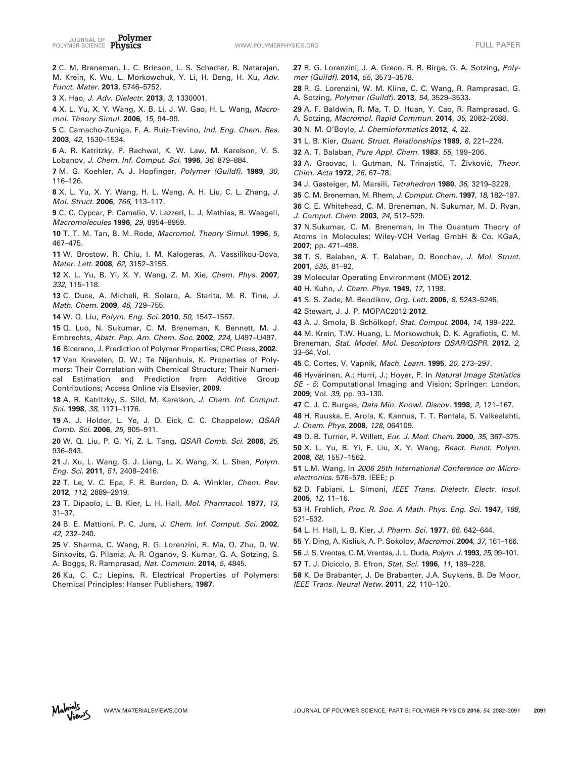2 C. M. Breneman, L. C. Brinson, L. S. Schadler, B. Natarajan, M. Krein, K. Wu, L. Morkowchuk, Y. Li, H. Deng, H. Xu, *Adv. Funct. Mater.* **2013**, 5746–5752.

3 X. Hao, *J. Adv. Dielectr.* **2013**, *3*, 1330001.

4 X. L. Yu, X. Y. Wang, X. B. Li, J. W. Gao, H. L. Wang, *Macromol. Theory Simul.* **2006**, *15*, 94–99.

5 C. Camacho-Zuniga, F. A. Ruiz-Trevino, *Ind. Eng. Chem. Res.* **2003**, *42*, 1530–1534.

6 A. R. Katritzky, P. Rachwal, K. W. Law, M. Karelson, V. S. Lobanov, *J. Chem. Inf. Comput. Sci.* **1996**, *36*, 879–884.

7 M. G. Koehler, A. J. Hopfinger, *Polymer (Guildf).* **1989**, *30*, 116–126.

8 X. L. Yu, X. Y. Wang, H. L. Wang, A. H. Liu, C. L. Zhang, *J. Mol. Struct.* **2006**, *766*, 113–117.

9 C. C. Cypcar, P. Camelio, V. Lazzeri, L. J. Mathias, B. Waegell, *Macromolecules* **1996**, *29*, 8954–8959.

10 T. T. M. Tan, B. M. Rode, *Macromol. Theory Simul.* **1996**, *5*, 467–475.

11 W. Brostow, R. Chiu, I. M. Kalogeras, A. Vassilikou-Dova, *Mater. Lett.* **2008**, *62*, 3152–3155.

12 X. L. Yu, B. Yi, X. Y. Wang, Z. M. Xie, *Chem. Phys.* **2007**, *332*, 115–118.

13 C. Duce, A. Micheli, R. Solaro, A. Starita, M. R. Tine, *J. Math. Chem.* **2009**, *46*, 729–755.

14 W. Q. Liu, *Polym. Eng. Sci.* **2010**, *50*, 1547–1557.

15 Q. Luo, N. Sukumar, C. M. Breneman, K. Bennett, M. J. Embrechts, *Abstr. Pap. Am. Chem. Soc.* **2002**, *224*, U497–U497.

16 Bicerano, J. Prediction of Polymer Properties; CRC Press, **2002**.

17 Van Krevelen, D. W.; Te Nijenhuis, K. Properties of Polymers: Their Correlation with Chemical Structure; Their Numerical Estimation and Prediction from Additive Group Contributions; Access Online via Elsevier, **2009**.

18 A. R. Katritzky, S. Sild, M. Karelson, *J. Chem. Inf. Comput. Sci.* **1998**, *38*, 1171–1176.

19 A. J. Holder, L. Ye, J. D. Eick, C. C. Chappelow, *QSAR Comb. Sci.* **2006**, *25*, 905–911.

20 W. Q. Liu, P. G. Yi, Z. L. Tang, *QSAR Comb. Sci.* **2006**, *25*, 936–943.

21 J. Xu, L. Wang, G. J. Liang, L. X. Wang, X. L. Shen, *Polym. Eng. Sci.* **2011**, *51*, 2408–2416.

22 T. Le, V. C. Epa, F. R. Burden, D. A. Winkler, *Chem. Rev.* **2012**, *112*, 2889–2919.

23 T. Dipaolo, L. B. Kier, L. H. Hall, *Mol. Pharmacol.* **1977**, *13*, 31–37.

24 B. E. Mattioni, P. C. Jurs, *J. Chem. Inf. Comput. Sci.* **2002**, *42*, 232–240.

25 V. Sharma, C. Wang, R. G. Lorenzini, R. Ma, Q. Zhu, D. W. Sinkovits, G. Pilania, A. R. Oganov, S. Kumar, G. A. Sotzing, S. A. Boggs, R. Ramprasad, *Nat. Commun.* **2014**, *5*, 4845.

26 Ku, C. C.; Liepins, R. Electrical Properties of Polymers: Chemical Principles; Hanser Publishers, **1987**.

27 R. G. Lorenzini, J. A. Greco, R. R. Birge, G. A. Sotzing, *Polymer (Guildf).* **2014**, *55*, 3573–3578.

28 R. G. Lorenzini, W. M. Kline, C. C. Wang, R. Ramprasad, G. A. Sotzing, *Polymer (Guildf).* **2013**, *54*, 3529–3533.

29 A. F. Baldwin, R. Ma, T. D. Huan, Y. Cao, R. Ramprasad, G. A. Sotzing, *Macromol. Rapid Commun.* **2014**, *35*, 2082–2088.

30 N. M. O'Boyle, *J. Cheminformatics* **2012**, *4*, 22.

31 L. B. Kier, *Quant. Struct. Relationships* **1989**, *8*, 221–224.

32 A. T. Balaban, *Pure Appl. Chem.* **1983**, *55*, 199–206.

33 A. Graovac, I. Gutman, N. Trinajstić, T. Živković, *Theor. Chim. Acta* **1972**, *26*, 67–78.

34 J. Gasteiger, M. Marsili, *Tetrahedron* **1980**, *36*, 3219–3228.

35 C. M. Breneman, M. Rhem, *J. Comput. Chem.* **1997**, *18*, 182–197.

36 C. E. Whitehead, C. M. Breneman, N. Sukumar, M. D. Ryan, *J. Comput. Chem.* **2003**, *24*, 512–529.

37 N.Sukumar, C. M. Breneman, In The Quantum Theory of Atoms in Molecules; Wiley-VCH Verlag GmbH & Co. KGaA, **2007**; pp. 471–498.

38 T. S. Balaban, A. T. Balaban, D. Bonchev, *J. Mol. Struct.* **2001**, *535*, 81–92.

39 Molecular Operating Environment (MOE) **2012**.

40 H. Kuhn, *J. Chem. Phys.* **1949**, *17*, 1198.

41 S. S. Zade, M. Bendikov, *Org. Lett.* **2006**, *8*, 5243–5246.

42 Stewart, J. J. P. MOPAC2012 **2012**.

43 A. J. Smola, B. Schölkopf, *Stat. Comput.* **2004**, *14*, 199–222.

44 M. Krein, T.W. Huang, L. Morkowchuk, D. K. Agrafiotis, C. M. Breneman, *Stat. Model. Mol. Descriptors QSAR/QSPR.* **2012**, *2*, 33–64. Vol.

45 C. Cortes, V. Vapnik, *Mach. Learn.* **1995**, *20*, 273–297.

46 Hyvärinen, A.; Hurri, J.; Hoyer, P. In *Natural Image Statistics SE - 5*; Computational Imaging and Vision; Springer: London, **2009**; Vol. *39*, pp. 93–130.

47 C. J. C. Burges, *Data Min. Knowl. Discov.* **1998**, *2*, 121–167.

48 H. Ruuska, E. Arola, K. Kannus, T. T. Rantala, S. Valkealahti, *J. Chem. Phys.* **2008**, *128*, 064109.

49 D. B. Turner, P. Willett, *Eur. J. Med. Chem.* **2000**, *35*, 367–375.

50 X. L. Yu, B. Yi, F. Liu, X. Y. Wang, *React. Funct. Polym.* **2008**, *68*, 1557–1562.

51 L.M. Wang, In *2006 25th International Conference on Microelectronics.* 576–579. IEEE; p

52 D. Fabiani, L. Simoni, *IEEE Trans. Dielectr. Electr. Insul.* **2005**, *12*, 11–16.

53 H. Frohlich, *Proc. R. Soc. A Math. Phys. Eng. Sci.* **1947**, *188*, 521–532.

54 L. H. Hall, L. B. Kier, *J. Pharm. Sci.* **1977**, *66*, 642–644.

55 Y. Ding, A. Kisliuk, A. P. Sokolov, *Macromol.* **2004**, *37*, 161–166.

56 J. S. Vrentas, C. M. Vrentas, J. L. Duda, *Polym. J.* **1993**, *25*, 99–101.

57 T. J. Diciccio, B. Efron, *Stat. Sci.* **1996**, *11*, 189–228.

58 K. De Brabanter, J. De Brabanter, J.A. Suykens, B. De Moor, *IEEE Trans. Neural Netw.* **2011**, *22*, 110–120.